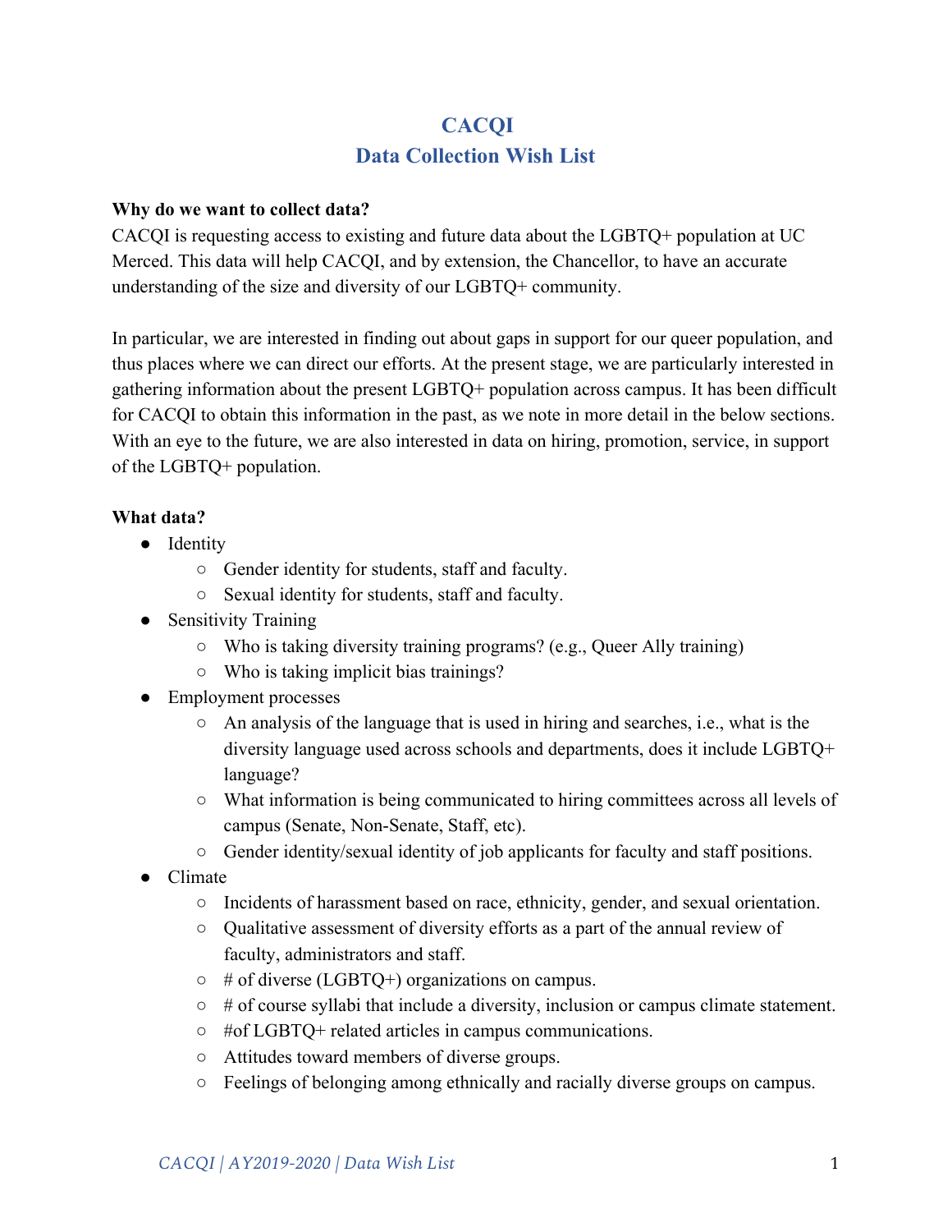# CACQI
# Data Collection Wish List

**Why do we want to collect data?**

CACQI is requesting access to existing and future data about the LGBTQ+ population at UC Merced. This data will help CACQI, and by extension, the Chancellor, to have an accurate understanding of the size and diversity of our LGBTQ+ community.

In particular, we are interested in finding out about gaps in support for our queer population, and thus places where we can direct our efforts. At the present stage, we are particularly interested in gathering information about the present LGBTQ+ population across campus. It has been difficult for CACQI to obtain this information in the past, as we note in more detail in the below sections. With an eye to the future, we are also interested in data on hiring, promotion, service, in support of the LGBTQ+ population.

**What data?**

- Identity
  - Gender identity for students, staff and faculty.
  - Sexual identity for students, staff and faculty.
- Sensitivity Training
  - Who is taking diversity training programs? (e.g., Queer Ally training)
  - Who is taking implicit bias trainings?
- Employment processes
  - An analysis of the language that is used in hiring and searches, i.e., what is the diversity language used across schools and departments, does it include LGBTQ+ language?
  - What information is being communicated to hiring committees across all levels of campus (Senate, Non-Senate, Staff, etc).
  - Gender identity/sexual identity of job applicants for faculty and staff positions.
- Climate
  - Incidents of harassment based on race, ethnicity, gender, and sexual orientation.
  - Qualitative assessment of diversity efforts as a part of the annual review of faculty, administrators and staff.
  - # of diverse (LGBTQ+) organizations on campus.
  - # of course syllabi that include a diversity, inclusion or campus climate statement.
  - #of LGBTQ+ related articles in campus communications.
  - Attitudes toward members of diverse groups.
  - Feelings of belonging among ethnically and racially diverse groups on campus.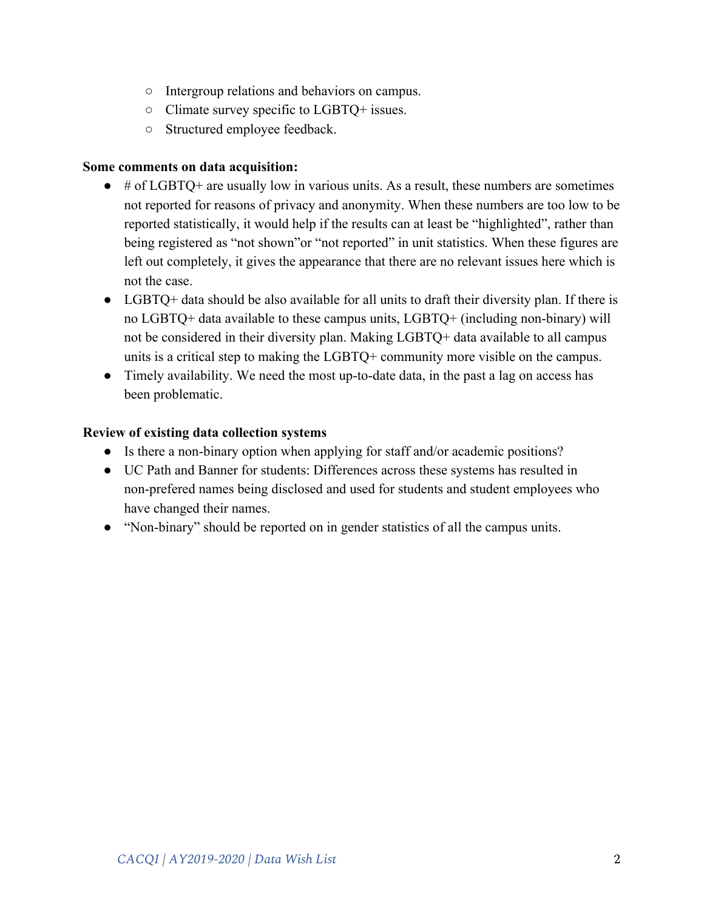- Intergroup relations and behaviors on campus.
  - Climate survey specific to LGBTQ+ issues.
  - Structured employee feedback.

**Some comments on data acquisition:**

- # of LGBTQ+ are usually low in various units. As a result, these numbers are sometimes not reported for reasons of privacy and anonymity. When these numbers are too low to be reported statistically, it would help if the results can at least be "highlighted", rather than being registered as "not shown"or "not reported" in unit statistics. When these figures are left out completely, it gives the appearance that there are no relevant issues here which is not the case.
- LGBTQ+ data should be also available for all units to draft their diversity plan. If there is no LGBTQ+ data available to these campus units, LGBTQ+ (including non-binary) will not be considered in their diversity plan. Making LGBTQ+ data available to all campus units is a critical step to making the LGBTQ+ community more visible on the campus.
- Timely availability. We need the most up-to-date data, in the past a lag on access has been problematic.

**Review of existing data collection systems**

- Is there a non-binary option when applying for staff and/or academic positions?
- UC Path and Banner for students: Differences across these systems has resulted in non-prefered names being disclosed and used for students and student employees who have changed their names.
- "Non-binary" should be reported on in gender statistics of all the campus units.